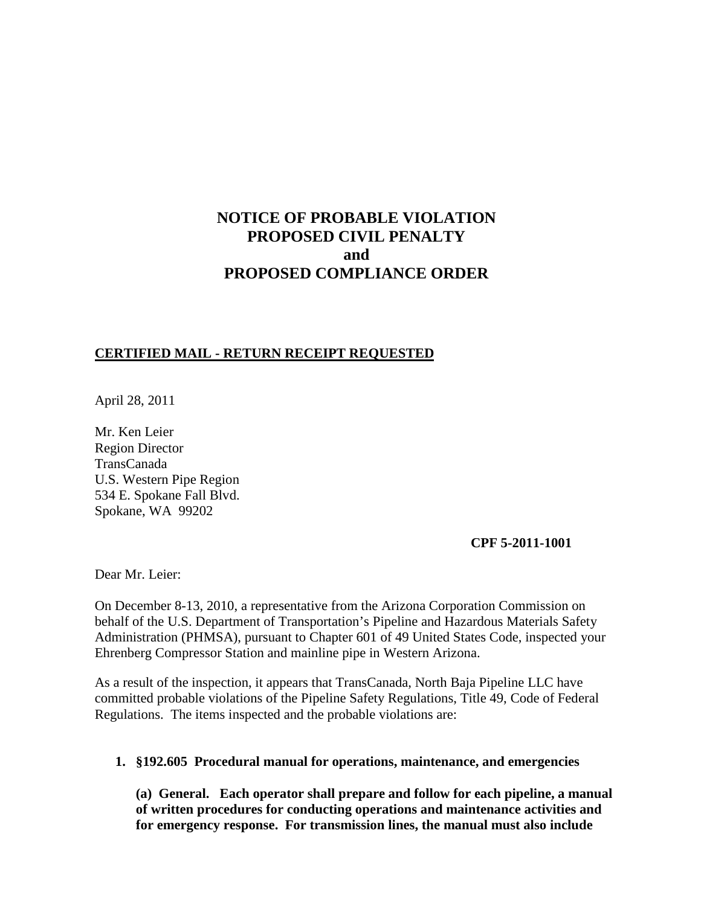# NOTICE OF PROBABLE VIOLATION
# PROPOSED CIVIL PENALTY
# and
# PROPOSED COMPLIANCE ORDER

**CERTIFIED MAIL - RETURN RECEIPT REQUESTED**

April 28, 2011

Mr. Ken Leier
Region Director
TransCanada
U.S. Western Pipe Region
534 E. Spokane Fall Blvd.
Spokane, WA 99202

**CPF 5-2011-1001**

Dear Mr. Leier:

On December 8-13, 2010, a representative from the Arizona Corporation Commission on behalf of the U.S. Department of Transportation's Pipeline and Hazardous Materials Safety Administration (PHMSA), pursuant to Chapter 601 of 49 United States Code, inspected your Ehrenberg Compressor Station and mainline pipe in Western Arizona.

As a result of the inspection, it appears that TransCanada, North Baja Pipeline LLC have committed probable violations of the Pipeline Safety Regulations, Title 49, Code of Federal Regulations. The items inspected and the probable violations are:

1. **§192.605 Procedural manual for operations, maintenance, and emergencies**

   **(a) General. Each operator shall prepare and follow for each pipeline, a manual of written procedures for conducting operations and maintenance activities and for emergency response. For transmission lines, the manual must also include**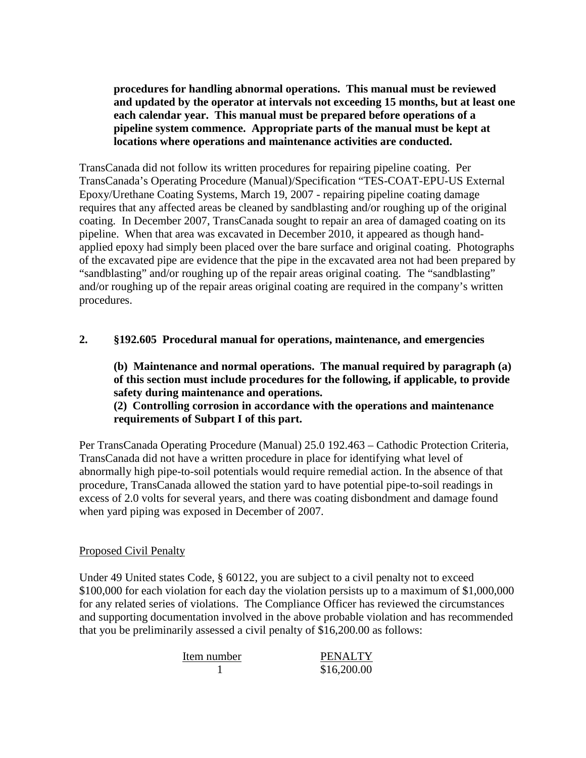**procedures for handling abnormal operations. This manual must be reviewed and updated by the operator at intervals not exceeding 15 months, but at least one each calendar year. This manual must be prepared before operations of a pipeline system commence. Appropriate parts of the manual must be kept at locations where operations and maintenance activities are conducted.**

TransCanada did not follow its written procedures for repairing pipeline coating. Per TransCanada's Operating Procedure (Manual)/Specification "TES-COAT-EPU-US External Epoxy/Urethane Coating Systems, March 19, 2007 - repairing pipeline coating damage requires that any affected areas be cleaned by sandblasting and/or roughing up of the original coating. In December 2007, TransCanada sought to repair an area of damaged coating on its pipeline. When that area was excavated in December 2010, it appeared as though hand-applied epoxy had simply been placed over the bare surface and original coating. Photographs of the excavated pipe are evidence that the pipe in the excavated area not had been prepared by "sandblasting" and/or roughing up of the repair areas original coating. The "sandblasting" and/or roughing up of the repair areas original coating are required in the company's written procedures.

**2. §192.605 Procedural manual for operations, maintenance, and emergencies**

**(b) Maintenance and normal operations. The manual required by paragraph (a) of this section must include procedures for the following, if applicable, to provide safety during maintenance and operations.**
**(2) Controlling corrosion in accordance with the operations and maintenance requirements of Subpart I of this part.**

Per TransCanada Operating Procedure (Manual) 25.0 192.463 – Cathodic Protection Criteria, TransCanada did not have a written procedure in place for identifying what level of abnormally high pipe-to-soil potentials would require remedial action. In the absence of that procedure, TransCanada allowed the station yard to have potential pipe-to-soil readings in excess of 2.0 volts for several years, and there was coating disbondment and damage found when yard piping was exposed in December of 2007.

Proposed Civil Penalty

Under 49 United states Code, § 60122, you are subject to a civil penalty not to exceed \$100,000 for each violation for each day the violation persists up to a maximum of \$1,000,000 for any related series of violations. The Compliance Officer has reviewed the circumstances and supporting documentation involved in the above probable violation and has recommended that you be preliminarily assessed a civil penalty of \$16,200.00 as follows:

| Item number | PENALTY |
|---|---|
| 1 | \$16,200.00 |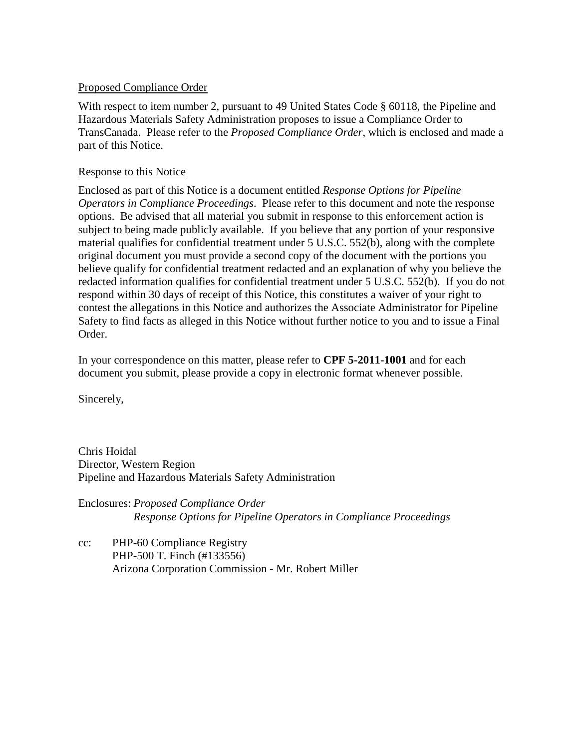Proposed Compliance Order

With respect to item number 2, pursuant to 49 United States Code § 60118, the Pipeline and Hazardous Materials Safety Administration proposes to issue a Compliance Order to TransCanada. Please refer to the *Proposed Compliance Order*, which is enclosed and made a part of this Notice.

Response to this Notice

Enclosed as part of this Notice is a document entitled *Response Options for Pipeline Operators in Compliance Proceedings*. Please refer to this document and note the response options. Be advised that all material you submit in response to this enforcement action is subject to being made publicly available. If you believe that any portion of your responsive material qualifies for confidential treatment under 5 U.S.C. 552(b), along with the complete original document you must provide a second copy of the document with the portions you believe qualify for confidential treatment redacted and an explanation of why you believe the redacted information qualifies for confidential treatment under 5 U.S.C. 552(b). If you do not respond within 30 days of receipt of this Notice, this constitutes a waiver of your right to contest the allegations in this Notice and authorizes the Associate Administrator for Pipeline Safety to find facts as alleged in this Notice without further notice to you and to issue a Final Order.

In your correspondence on this matter, please refer to **CPF 5-2011-1001** and for each document you submit, please provide a copy in electronic format whenever possible.

Sincerely,

Chris Hoidal
Director, Western Region
Pipeline and Hazardous Materials Safety Administration

Enclosures: *Proposed Compliance Order*
*Response Options for Pipeline Operators in Compliance Proceedings*

cc: PHP-60 Compliance Registry
PHP-500 T. Finch (#133556)
Arizona Corporation Commission - Mr. Robert Miller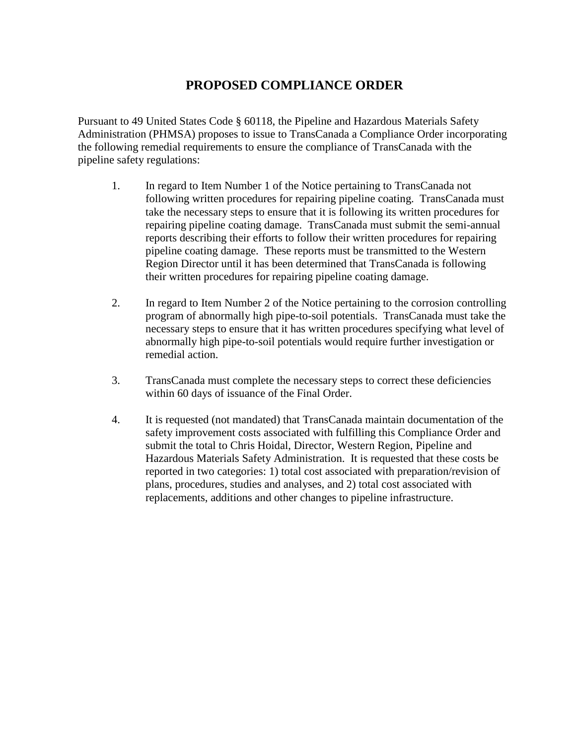# PROPOSED COMPLIANCE ORDER

Pursuant to 49 United States Code § 60118, the Pipeline and Hazardous Materials Safety Administration (PHMSA) proposes to issue to TransCanada a Compliance Order incorporating the following remedial requirements to ensure the compliance of TransCanada with the pipeline safety regulations:

1. In regard to Item Number 1 of the Notice pertaining to TransCanada not following written procedures for repairing pipeline coating. TransCanada must take the necessary steps to ensure that it is following its written procedures for repairing pipeline coating damage. TransCanada must submit the semi-annual reports describing their efforts to follow their written procedures for repairing pipeline coating damage. These reports must be transmitted to the Western Region Director until it has been determined that TransCanada is following their written procedures for repairing pipeline coating damage.

2. In regard to Item Number 2 of the Notice pertaining to the corrosion controlling program of abnormally high pipe-to-soil potentials. TransCanada must take the necessary steps to ensure that it has written procedures specifying what level of abnormally high pipe-to-soil potentials would require further investigation or remedial action.

3. TransCanada must complete the necessary steps to correct these deficiencies within 60 days of issuance of the Final Order.

4. It is requested (not mandated) that TransCanada maintain documentation of the safety improvement costs associated with fulfilling this Compliance Order and submit the total to Chris Hoidal, Director, Western Region, Pipeline and Hazardous Materials Safety Administration. It is requested that these costs be reported in two categories: 1) total cost associated with preparation/revision of plans, procedures, studies and analyses, and 2) total cost associated with replacements, additions and other changes to pipeline infrastructure.